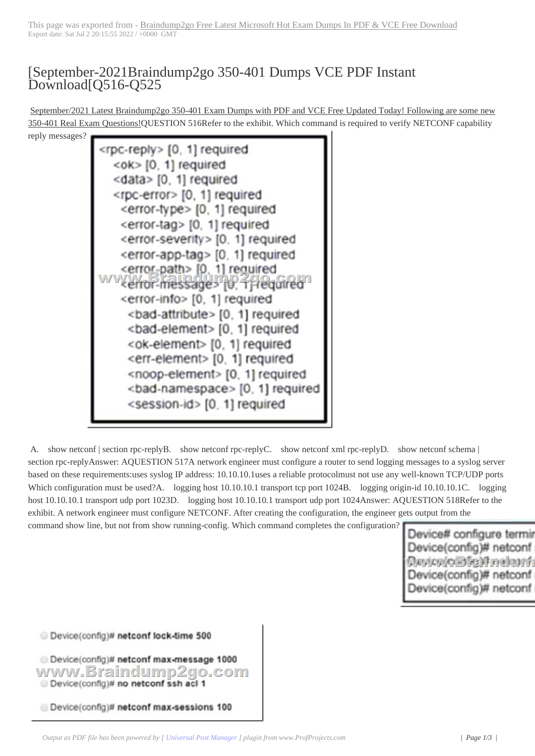# [September-2021Braindump2go 350-401 Dumps VCE PDF Instant Download[Q516-Q525

September/2021 Latest Braindump2go 350-401 Exam Dumps with PDF and VCE Free Updated Today! Following are some new 350-401 Real Exam Questions!

QUESTION 516

Refer to the exhibit. Which command is required to verify NETCONF capability reply messages?

```
<rpc-reply> [0, 1] required
  <ok> [0, 1] required
  <data> [0, 1] required
  <rpc-error> [0, 1] required
    <error-type> [0, 1] required
    <error-tag> [0, 1] required
    <error-severity> [0, 1] required
    <error-app-tag> [0, 1] required
    <error-path> [0, 1] required
    <error-message> [0, 1] required
    <error-info> [0, 1] required
      <bad-attribute> [0, 1] required
      <bad-element> [0, 1] required
      <ok-element> [0, 1] required
      <err-element> [0, 1] required
      <noop-element> [0, 1] required
      <bad-namespace> [0, 1] required
      <session-id> [0, 1] required
```

A. show netconf | section rpc-reply
B. show netconf rpc-reply
C. show netconf xml rpc-reply
D. show netconf schema | section rpc-reply

Answer: A

QUESTION 517

A network engineer must configure a router to send logging messages to a syslog server based on these requirements:

uses syslog IP address: 10.10.10.1
uses a reliable protocol
must not use any well-known TCP/UDP ports

Which configuration must be used?

A. logging host 10.10.10.1 transport tcp port 1024
B. logging origin-id 10.10.10.1
C. logging host 10.10.10.1 transport udp port 1023
D. logging host 10.10.10.1 transport udp port 1024

Answer: A

QUESTION 518

Refer to the exhibit. A network engineer must configure NETCONF. After creating the configuration, the engineer gets output from the command show line, but not from show running-config. Which command completes the configuration?

```
Device# configure termin
Device(config)# netconf
Device(config)# netconf
Device(config)# netconf
```

- Device(config)# **netconf lock-time 500**
- Device(config)# **netconf max-message 1000**
- Device(config)# **no netconf ssh acl 1**
- Device(config)# **netconf max-sessions 100**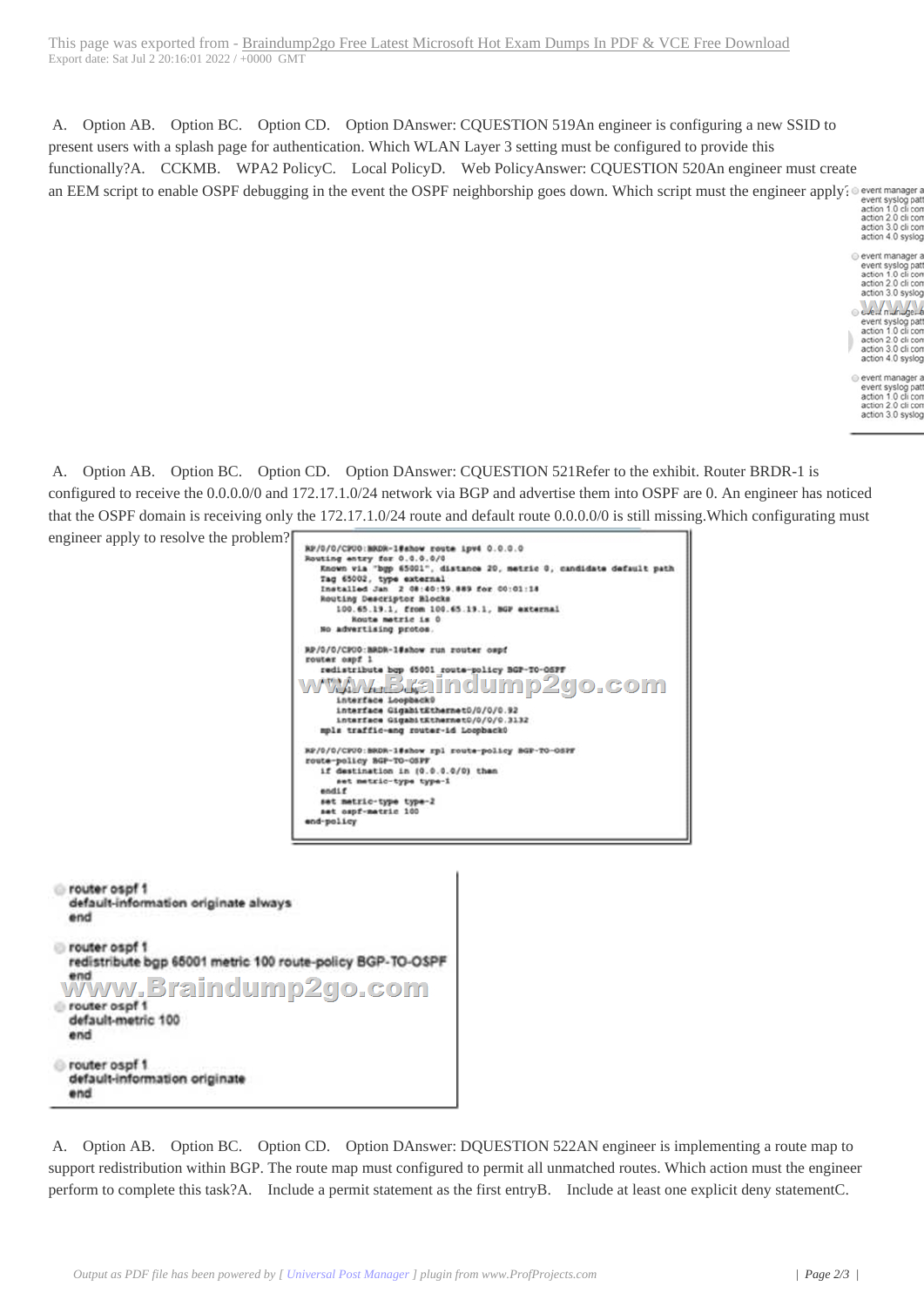A. Option AB. Option BC. Option CD. Option DAnswer: CQUESTION 519An engineer is configuring a new SSID to present users with a splash page for authentication. Which WLAN Layer 3 setting must be configured to provide this functionally?A. CCKMB. WPA2 PolicyC. Local PolicyD. Web PolicyAnswer: CQUESTION 520An engineer must create an EEM script to enable OSPF debugging in the event the OSPF neighborship goes down. Which script must the engineer apply?

```
event manager a
event syslog patt
action 1.0 cli com
action 2.0 cli com
action 3.0 cli com
action 4.0 syslog

event manager a
event syslog patt
action 1.0 cli com
action 2.0 cli com
action 3.0 syslog

event manager a
event syslog patt
action 1.0 cli com
action 2.0 cli com
action 3.0 cli com
action 4.0 syslog

event manager a
event syslog patt
action 1.0 cli com
action 2.0 cli com
action 3.0 syslog
```

A. Option AB. Option BC. Option CD. Option DAnswer: CQUESTION 521Refer to the exhibit. Router BRDR-1 is configured to receive the 0.0.0.0/0 and 172.17.1.0/24 network via BGP and advertise them into OSPF are 0. An engineer has noticed that the OSPF domain is receiving only the 172.17.1.0/24 route and default route 0.0.0.0/0 is still missing.Which configurating must engineer apply to resolve the problem?

```
RP/0/0/CPU0:BRDR-1#show route ipv4 0.0.0.0
Routing entry for 0.0.0.0/0
  Known via "bgp 65001", distance 20, metric 0, candidate default path
  Tag 65002, type external
  Installed Jan  2 08:40:59.889 for 00:01:18
  Routing Descriptor Blocks
    100.65.19.1, from 100.65.19.1, BGP external
      Route metric is 0
  No advertising protos.

RP/0/0/CPU0:BRDR-1#show run router ospf
router ospf 1
  redistribute bgp 65001 route-policy BGP-TO-OSPF
  area 0
    interface Loopback0
    interface GigabitEthernet0/0/0/0.92
    interface GigabitEthernet0/0/0/0.3132
  mpls traffic-eng router-id Loopback0

RP/0/0/CPU0:BRDR-1#show rpl route-policy BGP-TO-OSPF
route-policy BGP-TO-OSPF
  if destination in (0.0.0.0/0) then
    set metric-type type-1
  endif
  set metric-type type-2
  set ospf-metric 100
end-policy
```

```
router ospf 1
default-information originate always
end

router ospf 1
redistribute bgp 65001 metric 100 route-policy BGP-TO-OSPF
end

router ospf 1
default-metric 100
end

router ospf 1
default-information originate
end
```

A. Option AB. Option BC. Option CD. Option DAnswer: DQUESTION 522AN engineer is implementing a route map to support redistribution within BGP. The route map must configured to permit all unmatched routes. Which action must the engineer perform to complete this task?A. Include a permit statement as the first entryB. Include at least one explicit deny statementC.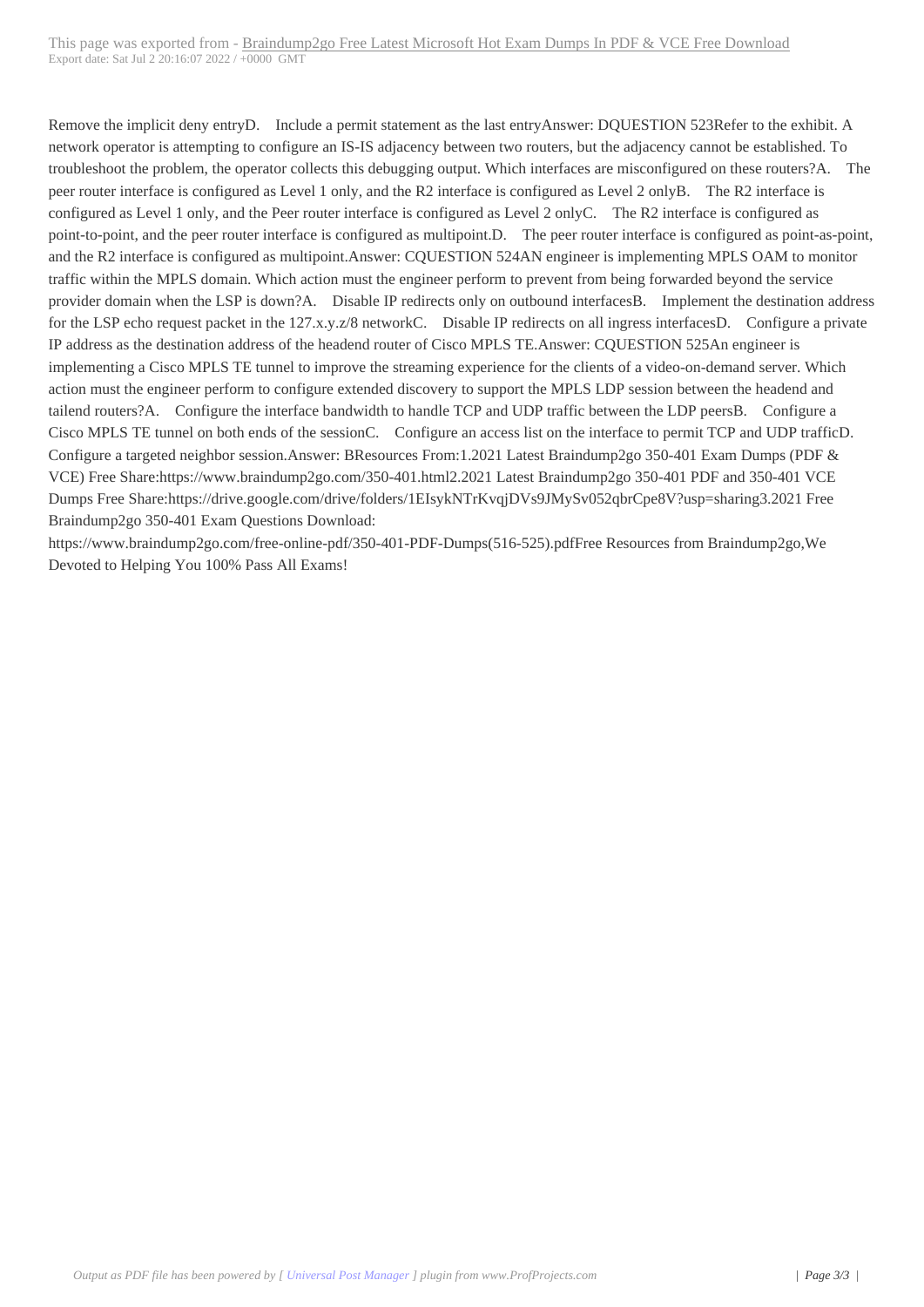Remove the implicit deny entryD.    Include a permit statement as the last entryAnswer: DQUESTION 523Refer to the exhibit. A network operator is attempting to configure an IS-IS adjacency between two routers, but the adjacency cannot be established. To troubleshoot the problem, the operator collects this debugging output. Which interfaces are misconfigured on these routers?A.    The peer router interface is configured as Level 1 only, and the R2 interface is configured as Level 2 onlyB.    The R2 interface is configured as Level 1 only, and the Peer router interface is configured as Level 2 onlyC.    The R2 interface is configured as point-to-point, and the peer router interface is configured as multipoint.D.    The peer router interface is configured as point-as-point, and the R2 interface is configured as multipoint.Answer: CQUESTION 524AN engineer is implementing MPLS OAM to monitor traffic within the MPLS domain. Which action must the engineer perform to prevent from being forwarded beyond the service provider domain when the LSP is down?A.    Disable IP redirects only on outbound interfacesB.    Implement the destination address for the LSP echo request packet in the 127.x.y.z/8 networkC.    Disable IP redirects on all ingress interfacesD.    Configure a private IP address as the destination address of the headend router of Cisco MPLS TE.Answer: CQUESTION 525An engineer is implementing a Cisco MPLS TE tunnel to improve the streaming experience for the clients of a video-on-demand server. Which action must the engineer perform to configure extended discovery to support the MPLS LDP session between the headend and tailend routers?A.    Configure the interface bandwidth to handle TCP and UDP traffic between the LDP peersB.    Configure a Cisco MPLS TE tunnel on both ends of the sessionC.    Configure an access list on the interface to permit TCP and UDP trafficD.    Configure a targeted neighbor session.Answer: BResources From:1.2021 Latest Braindump2go 350-401 Exam Dumps (PDF & VCE) Free Share:https://www.braindump2go.com/350-401.html2.2021 Latest Braindump2go 350-401 PDF and 350-401 VCE Dumps Free Share:https://drive.google.com/drive/folders/1EIsykNTrKvqjDVs9JMySv052qbrCpe8V?usp=sharing3.2021 Free Braindump2go 350-401 Exam Questions Download:

https://www.braindump2go.com/free-online-pdf/350-401-PDF-Dumps(516-525).pdfFree Resources from Braindump2go,We Devoted to Helping You 100% Pass All Exams!